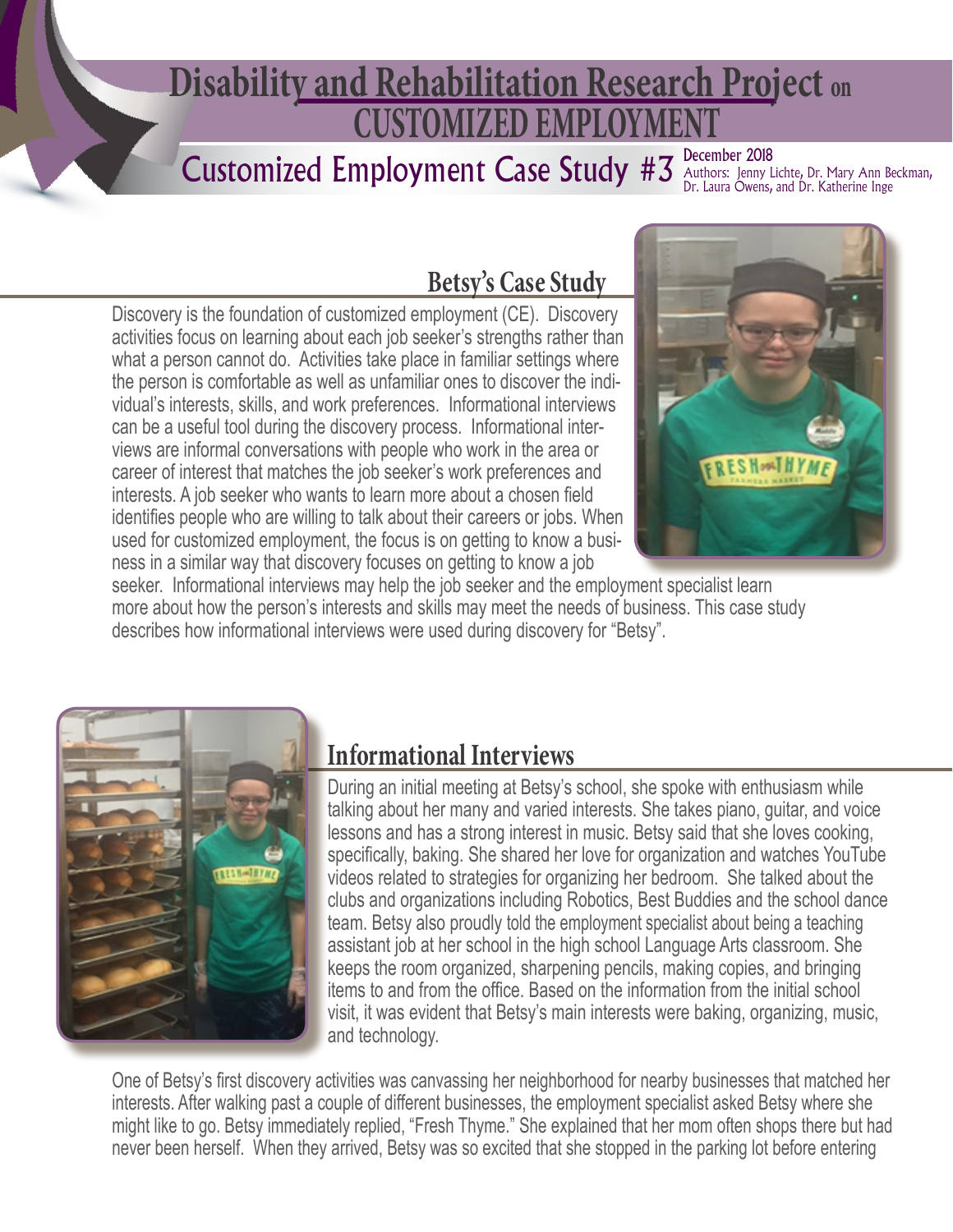# Disability and Rehabilitation Research Project on CUSTOMIZED EMPLOYMENT

## Customized Employment Case Study #3

December 2018

Authors: Jenny Lichte, Dr. Mary Ann Beckman, Dr. Laura Owens, and Dr. Katherine Inge

## Betsy's Case Study

Discovery is the foundation of customized employment (CE). Discovery activities focus on learning about each job seeker's strengths rather than what a person cannot do. Activities take place in familiar settings where the person is comfortable as well as unfamiliar ones to discover the individual's interests, skills, and work preferences. Informational interviews can be a useful tool during the discovery process. Informational interviews are informal conversations with people who work in the area or career of interest that matches the job seeker's work preferences and interests. A job seeker who wants to learn more about a chosen field identifies people who are willing to talk about their careers or jobs. When used for customized employment, the focus is on getting to know a business in a similar way that discovery focuses on getting to know a job seeker. Informational interviews may help the job seeker and the employment specialist learn more about how the person's interests and skills may meet the needs of business. This case study describes how informational interviews were used during discovery for "Betsy".

## Informational Interviews

During an initial meeting at Betsy's school, she spoke with enthusiasm while talking about her many and varied interests. She takes piano, guitar, and voice lessons and has a strong interest in music. Betsy said that she loves cooking, specifically, baking. She shared her love for organization and watches YouTube videos related to strategies for organizing her bedroom. She talked about the clubs and organizations including Robotics, Best Buddies and the school dance team. Betsy also proudly told the employment specialist about being a teaching assistant job at her school in the high school Language Arts classroom. She keeps the room organized, sharpening pencils, making copies, and bringing items to and from the office. Based on the information from the initial school visit, it was evident that Betsy's main interests were baking, organizing, music, and technology.

One of Betsy's first discovery activities was canvassing her neighborhood for nearby businesses that matched her interests. After walking past a couple of different businesses, the employment specialist asked Betsy where she might like to go. Betsy immediately replied, "Fresh Thyme." She explained that her mom often shops there but had never been herself. When they arrived, Betsy was so excited that she stopped in the parking lot before entering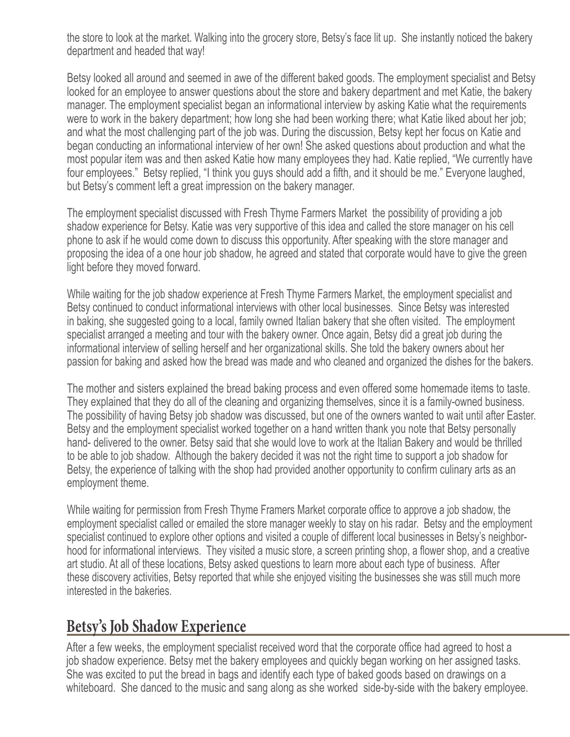the store to look at the market. Walking into the grocery store, Betsy's face lit up. She instantly noticed the bakery department and headed that way!

Betsy looked all around and seemed in awe of the different baked goods. The employment specialist and Betsy looked for an employee to answer questions about the store and bakery department and met Katie, the bakery manager. The employment specialist began an informational interview by asking Katie what the requirements were to work in the bakery department; how long she had been working there; what Katie liked about her job; and what the most challenging part of the job was. During the discussion, Betsy kept her focus on Katie and began conducting an informational interview of her own! She asked questions about production and what the most popular item was and then asked Katie how many employees they had. Katie replied, "We currently have four employees." Betsy replied, "I think you guys should add a fifth, and it should be me." Everyone laughed, but Betsy's comment left a great impression on the bakery manager.

The employment specialist discussed with Fresh Thyme Farmers Market the possibility of providing a job shadow experience for Betsy. Katie was very supportive of this idea and called the store manager on his cell phone to ask if he would come down to discuss this opportunity. After speaking with the store manager and proposing the idea of a one hour job shadow, he agreed and stated that corporate would have to give the green light before they moved forward.

While waiting for the job shadow experience at Fresh Thyme Farmers Market, the employment specialist and Betsy continued to conduct informational interviews with other local businesses. Since Betsy was interested in baking, she suggested going to a local, family owned Italian bakery that she often visited. The employment specialist arranged a meeting and tour with the bakery owner. Once again, Betsy did a great job during the informational interview of selling herself and her organizational skills. She told the bakery owners about her passion for baking and asked how the bread was made and who cleaned and organized the dishes for the bakers.

The mother and sisters explained the bread baking process and even offered some homemade items to taste. They explained that they do all of the cleaning and organizing themselves, since it is a family-owned business. The possibility of having Betsy job shadow was discussed, but one of the owners wanted to wait until after Easter. Betsy and the employment specialist worked together on a hand written thank you note that Betsy personally hand- delivered to the owner. Betsy said that she would love to work at the Italian Bakery and would be thrilled to be able to job shadow. Although the bakery decided it was not the right time to support a job shadow for Betsy, the experience of talking with the shop had provided another opportunity to confirm culinary arts as an employment theme.

While waiting for permission from Fresh Thyme Framers Market corporate office to approve a job shadow, the employment specialist called or emailed the store manager weekly to stay on his radar. Betsy and the employment specialist continued to explore other options and visited a couple of different local businesses in Betsy's neighborhood for informational interviews. They visited a music store, a screen printing shop, a flower shop, and a creative art studio. At all of these locations, Betsy asked questions to learn more about each type of business. After these discovery activities, Betsy reported that while she enjoyed visiting the businesses she was still much more interested in the bakeries.

## Betsy's Job Shadow Experience

After a few weeks, the employment specialist received word that the corporate office had agreed to host a job shadow experience. Betsy met the bakery employees and quickly began working on her assigned tasks. She was excited to put the bread in bags and identify each type of baked goods based on drawings on a whiteboard. She danced to the music and sang along as she worked side-by-side with the bakery employee.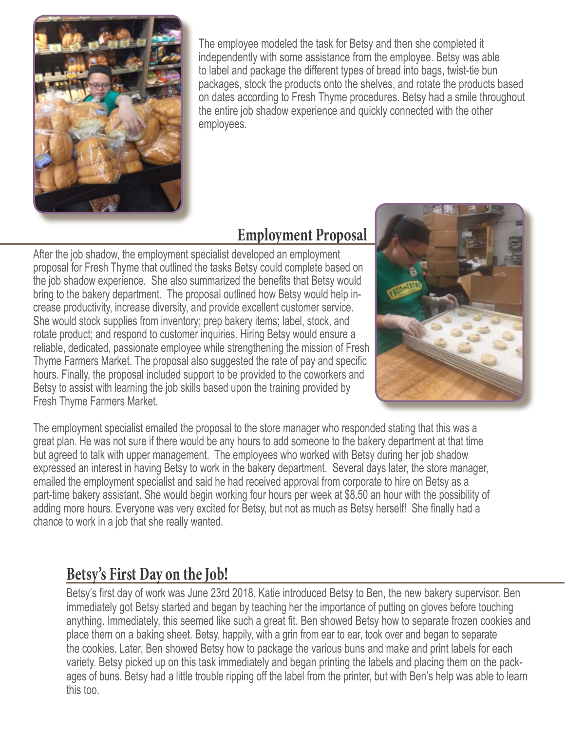The employee modeled the task for Betsy and then she completed it independently with some assistance from the employee. Betsy was able to label and package the different types of bread into bags, twist-tie bun packages, stock the products onto the shelves, and rotate the products based on dates according to Fresh Thyme procedures. Betsy had a smile throughout the entire job shadow experience and quickly connected with the other employees.

## Employment Proposal

After the job shadow, the employment specialist developed an employment proposal for Fresh Thyme that outlined the tasks Betsy could complete based on the job shadow experience. She also summarized the benefits that Betsy would bring to the bakery department. The proposal outlined how Betsy would help increase productivity, increase diversity, and provide excellent customer service. She would stock supplies from inventory; prep bakery items; label, stock, and rotate product; and respond to customer inquiries. Hiring Betsy would ensure a reliable, dedicated, passionate employee while strengthening the mission of Fresh Thyme Farmers Market. The proposal also suggested the rate of pay and specific hours. Finally, the proposal included support to be provided to the coworkers and Betsy to assist with learning the job skills based upon the training provided by Fresh Thyme Farmers Market.

The employment specialist emailed the proposal to the store manager who responded stating that this was a great plan. He was not sure if there would be any hours to add someone to the bakery department at that time but agreed to talk with upper management. The employees who worked with Betsy during her job shadow expressed an interest in having Betsy to work in the bakery department. Several days later, the store manager, emailed the employment specialist and said he had received approval from corporate to hire on Betsy as a part-time bakery assistant. She would begin working four hours per week at $8.50 an hour with the possibility of adding more hours. Everyone was very excited for Betsy, but not as much as Betsy herself! She finally had a chance to work in a job that she really wanted.

## Betsy's First Day on the Job!

Betsy's first day of work was June 23rd 2018. Katie introduced Betsy to Ben, the new bakery supervisor. Ben immediately got Betsy started and began by teaching her the importance of putting on gloves before touching anything. Immediately, this seemed like such a great fit. Ben showed Betsy how to separate frozen cookies and place them on a baking sheet. Betsy, happily, with a grin from ear to ear, took over and began to separate the cookies. Later, Ben showed Betsy how to package the various buns and make and print labels for each variety. Betsy picked up on this task immediately and began printing the labels and placing them on the packages of buns. Betsy had a little trouble ripping off the label from the printer, but with Ben's help was able to learn this too.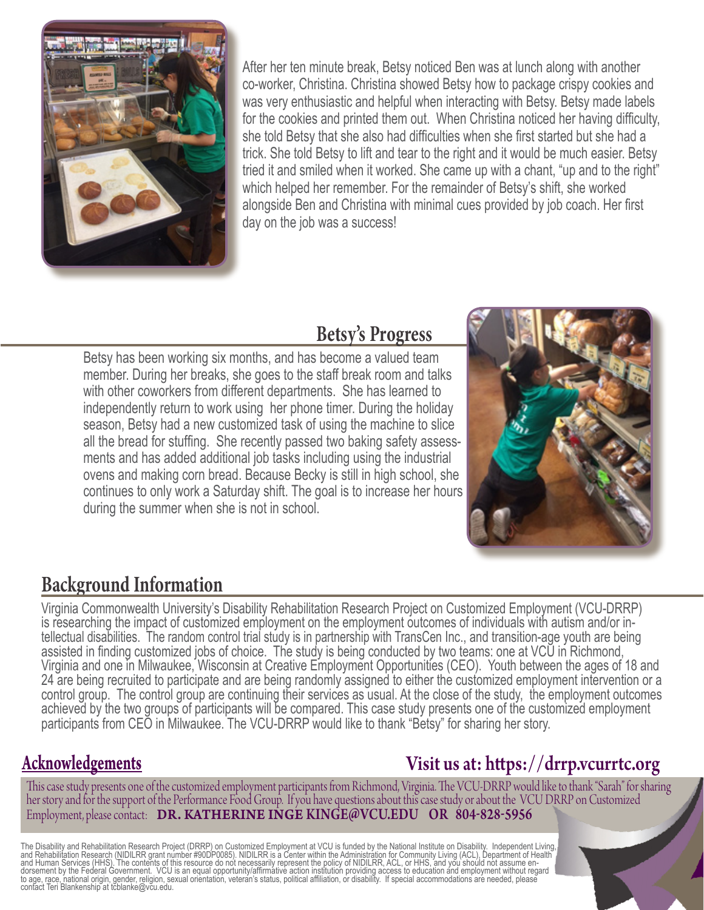After her ten minute break, Betsy noticed Ben was at lunch along with another co-worker, Christina. Christina showed Betsy how to package crispy cookies and was very enthusiastic and helpful when interacting with Betsy. Betsy made labels for the cookies and printed them out. When Christina noticed her having difficulty, she told Betsy that she also had difficulties when she first started but she had a trick. She told Betsy to lift and tear to the right and it would be much easier. Betsy tried it and smiled when it worked. She came up with a chant, "up and to the right" which helped her remember. For the remainder of Betsy's shift, she worked alongside Ben and Christina with minimal cues provided by job coach. Her first day on the job was a success!

## Betsy's Progress

Betsy has been working six months, and has become a valued team member. During her breaks, she goes to the staff break room and talks with other coworkers from different departments. She has learned to independently return to work using her phone timer. During the holiday season, Betsy had a new customized task of using the machine to slice all the bread for stuffing. She recently passed two baking safety assessments and has added additional job tasks including using the industrial ovens and making corn bread. Because Becky is still in high school, she continues to only work a Saturday shift. The goal is to increase her hours during the summer when she is not in school.

## Background Information

Virginia Commonwealth University's Disability Rehabilitation Research Project on Customized Employment (VCU-DRRP) is researching the impact of customized employment on the employment outcomes of individuals with autism and/or intellectual disabilities. The random control trial study is in partnership with TransCen Inc., and transition-age youth are being assisted in finding customized jobs of choice. The study is being conducted by two teams: one at VCU in Richmond, Virginia and one in Milwaukee, Wisconsin at Creative Employment Opportunities (CEO). Youth between the ages of 18 and 24 are being recruited to participate and are being randomly assigned to either the customized employment intervention or a control group. The control group are continuing their services as usual. At the close of the study, the employment outcomes achieved by the two groups of participants will be compared. This case study presents one of the customized employment participants from CEO in Milwaukee. The VCU-DRRP would like to thank "Betsy" for sharing her story.

## Acknowledgements

**Visit us at: https://drrp.vcurrtc.org**

This case study presents one of the customized employment participants from Richmond, Virginia. The VCU-DRRP would like to thank "Sarah" for sharing her story and for the support of the Performance Food Group. If you have questions about this case study or about the VCU DRRP on Customized Employment, please contact: **DR. KATHERINE INGE KINGE@VCU.EDU OR 804-828-5956**

The Disability and Rehabilitation Research Project (DRRP) on Customized Employment at VCU is funded by the National Institute on Disability, Independent Living, and Rehabilitation Research (NIDILRR grant number #90DP0085). NIDILRR is a Center within the Administration for Community Living (ACL), Department of Health and Human Services (HHS). The contents of this resource do not necessarily represent the policy of NIDILRR, ACL, or HHS, and you should not assume endorsement by the Federal Government. VCU is an equal opportunity/affirmative action institution providing access to education and employment without regard to age, race, national origin, gender, religion, sexual orientation, veteran's status, political affiliation, or disability. If special accommodations are needed, please contact Teri Blankenship at tcblanke@vcu.edu.